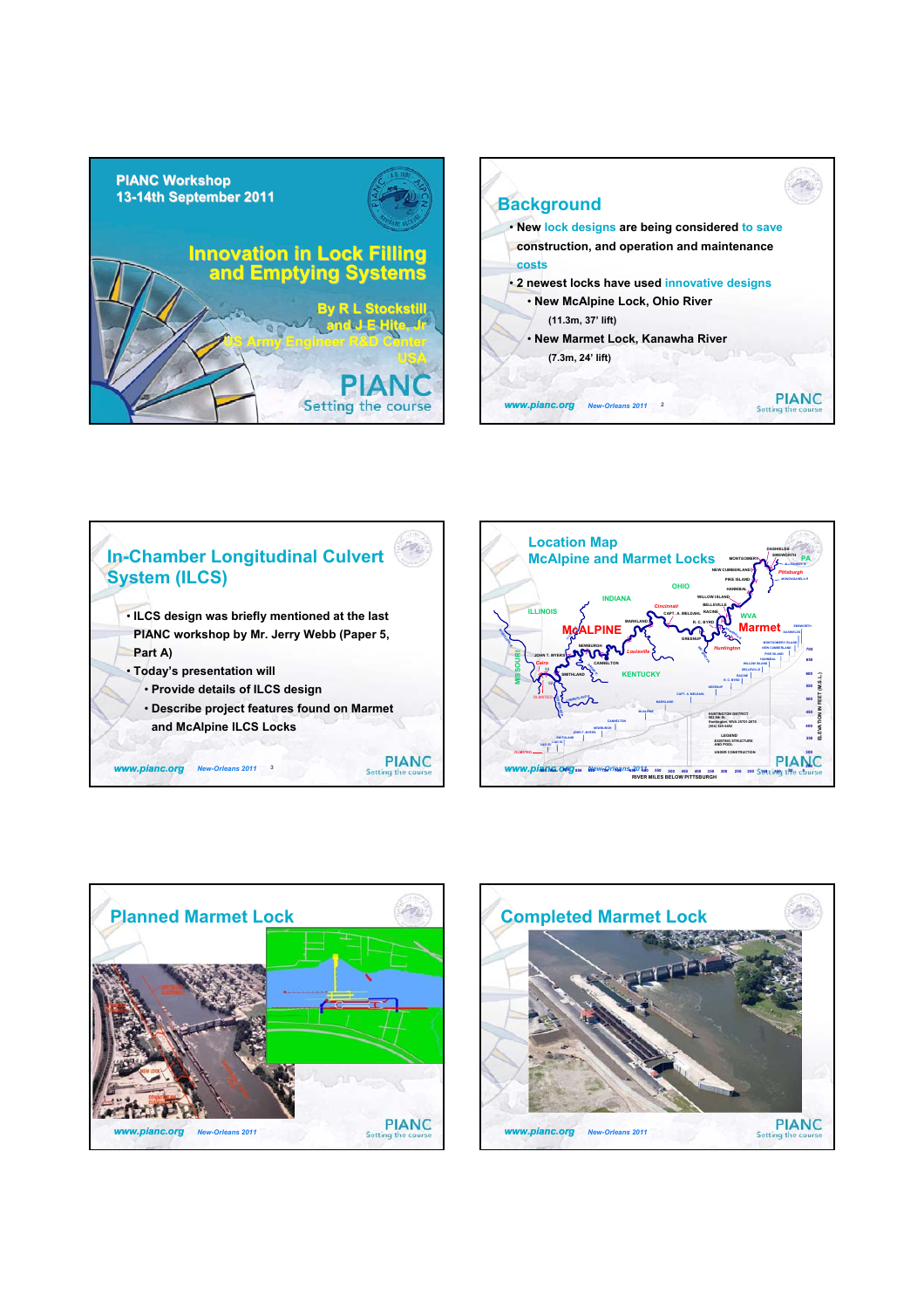# PIANC Workshop 13-14th September 2011

## Innovation in Lock Filling and Emptying Systems

By R L Stockstill and J E Hite, Jr
US Army Engineer R&D Center
USA

---

## Background

- New lock designs are being considered to save construction, and operation and maintenance costs
- 2 newest locks have used innovative designs
  - New McAlpine Lock, Ohio River (11.3m, 37' lift)
  - New Marmet Lock, Kanawha River (7.3m, 24' lift)

---

## In-Chamber Longitudinal Culvert System (ILCS)

- ILCS design was briefly mentioned at the last PIANC workshop by Mr. Jerry Webb (Paper 5, Part A)
- Today's presentation will
  - Provide details of ILCS design
  - Describe project features found on Marmet and McAlpine ILCS Locks

---

## Location Map McAlpine and Marmet Locks

---

## Planned Marmet Lock

---

## Completed Marmet Lock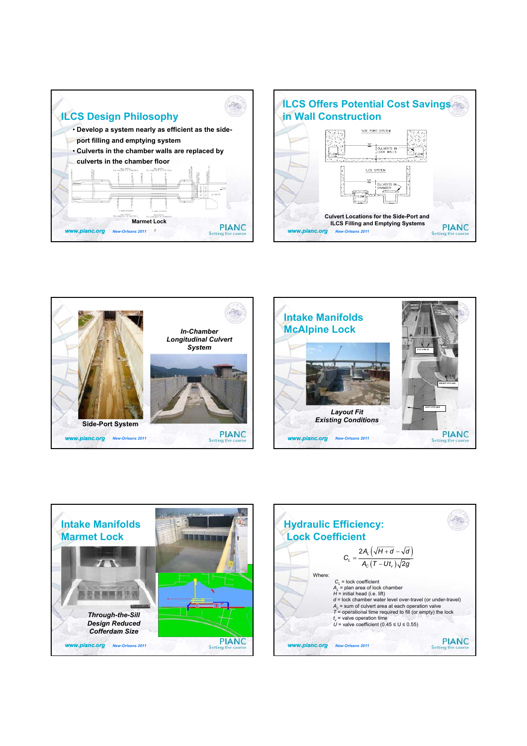## ILCS Design Philosophy

- Develop a system nearly as efficient as the side-port filling and emptying system
- Culverts in the chamber walls are replaced by culverts in the chamber floor

Marmet Lock

## ILCS Offers Potential Cost Savings in Wall Construction

Culvert Locations for the Side-Port and ILCS Filling and Emptying Systems

*In-Chamber Longitudinal Culvert System*

Side-Port System

## Intake Manifolds McAlpine Lock

*Layout Fit Existing Conditions*

## Intake Manifolds Marmet Lock

*Through-the-Sill Design Reduced Cofferdam Size*

## Hydraulic Efficiency: Lock Coefficient

$$C_L = \frac{2A_L\left(\sqrt{H+d}-\sqrt{d}\right)}{A_C\left(T-Ut_v\right)\sqrt{2g}}$$

Where:

$C_L$ = lock coefficient
$A_L$ = plan area of lock chamber
$H$ = initial head (i.e. lift)
$d$ = lock chamber water level over-travel (or under-travel)
$A_C$ = sum of culvert area at each operation valve
$T$ = operational time required to fill (or empty) the lock
$t_v$ = valve operation time
$U$ = valve coefficient ($0.45 \le U \le 0.55$)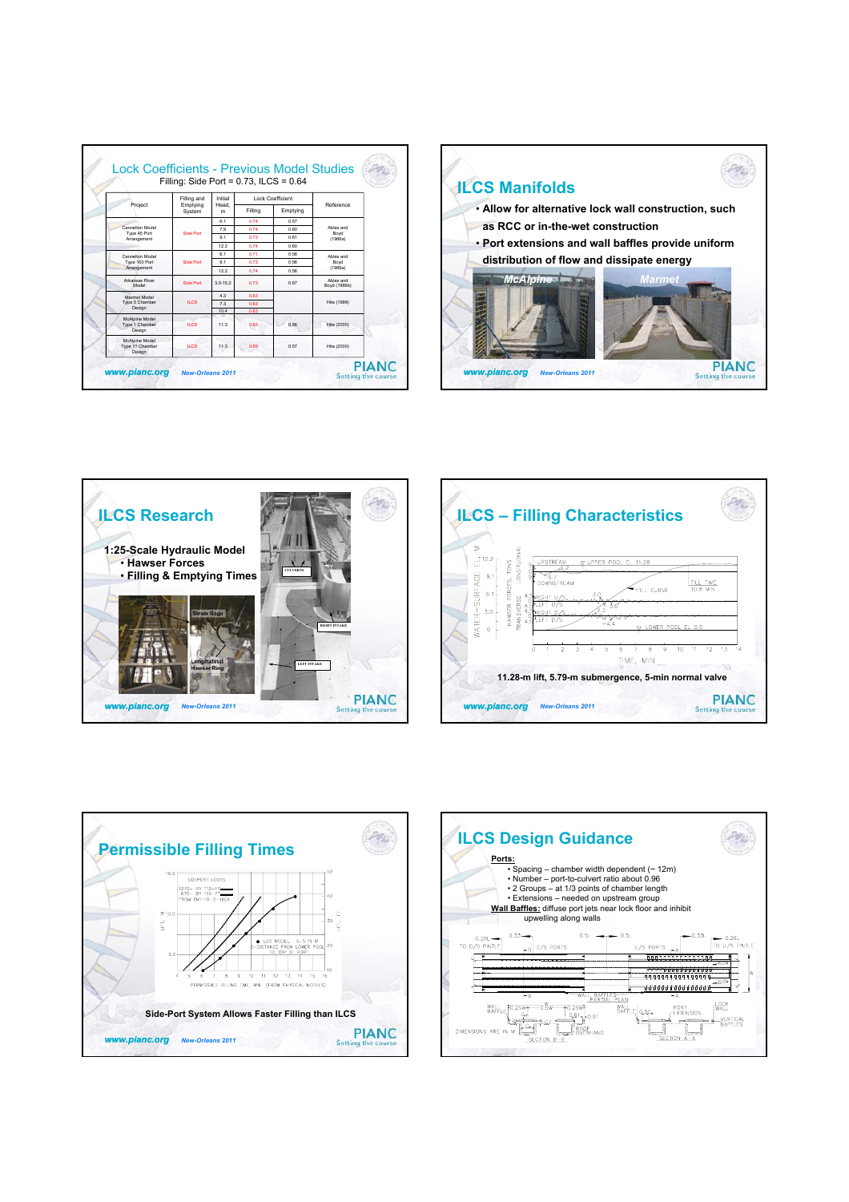## Lock Coefficients - Previous Model Studies

Filling: Side Port = 0.73, ILCS = 0.64

| Project | Filling and Emptying System | Initial Head, m | Lock Coefficient | | Reference |
|---|---|---|---|---|---|
| | | | Filling | Emptying | |
| Cannelton Model Type 45 Port Arrangement | Side Port | 6.1 | 0.74 | 0.57 | Ables and Boyd (1966a) |
| | | 7.9 | 0.74 | 0.60 | |
| | | 9.1 | 0.73 | 0.61 | |
| | | 12.2 | 0.74 | 0.60 | |
| Cannelton Model Type 100 Port Arrangement | Side Port | 6.1 | 0.71 | 0.56 | Ables and Boyd (1966a) |
| | | 9.1 | 0.73 | 0.56 | |
| | | 12.2 | 0.74 | 0.56 | |
| Arkansas River Model | Side Port | 3.0-15.2 | 0.73 | 0.67 | Ables and Boyd (1966b) |
| Marmet Model Type 5 Chamber Design | ILCS | 4.3 | 0.63 | | Hite (1999) |
| | | 7.3 | 0.63 | | |
| | | 10.4 | 0.63 | | |
| McAlpine Model Type 1 Chamber Design | ILCS | 11.3 | 0.63 | 0.56 | Hite (2000) |
| McAlpine Model Type 11 Chamber Design | ILCS | 11.3 | 0.65 | 0.57 | Hite (2000) |

## ILCS Manifolds

- Allow for alternative lock wall construction, such as RCC or in-the-wet construction
- Port extensions and wall baffles provide uniform distribution of flow and dissipate energy

McAlpine | Marmet

## ILCS Research

**1:25-Scale Hydraulic Model**

- Hawser Forces
- Filling & Emptying Times

## ILCS – Filling Characteristics

11.28-m lift, 5.79-m submergence, 5-min normal valve

## Permissible Filling Times

Side-Port System Allows Faster Filling than ILCS

## ILCS Design Guidance

**Ports:**

- Spacing – chamber width dependent (~ 12m)
- Number – port-to-culvert ratio about 0.96
- 2 Groups – at 1/3 points of chamber length
- Extensions – needed on upstream group

**Wall Baffles:** diffuse port jets near lock floor and inhibit upwelling along walls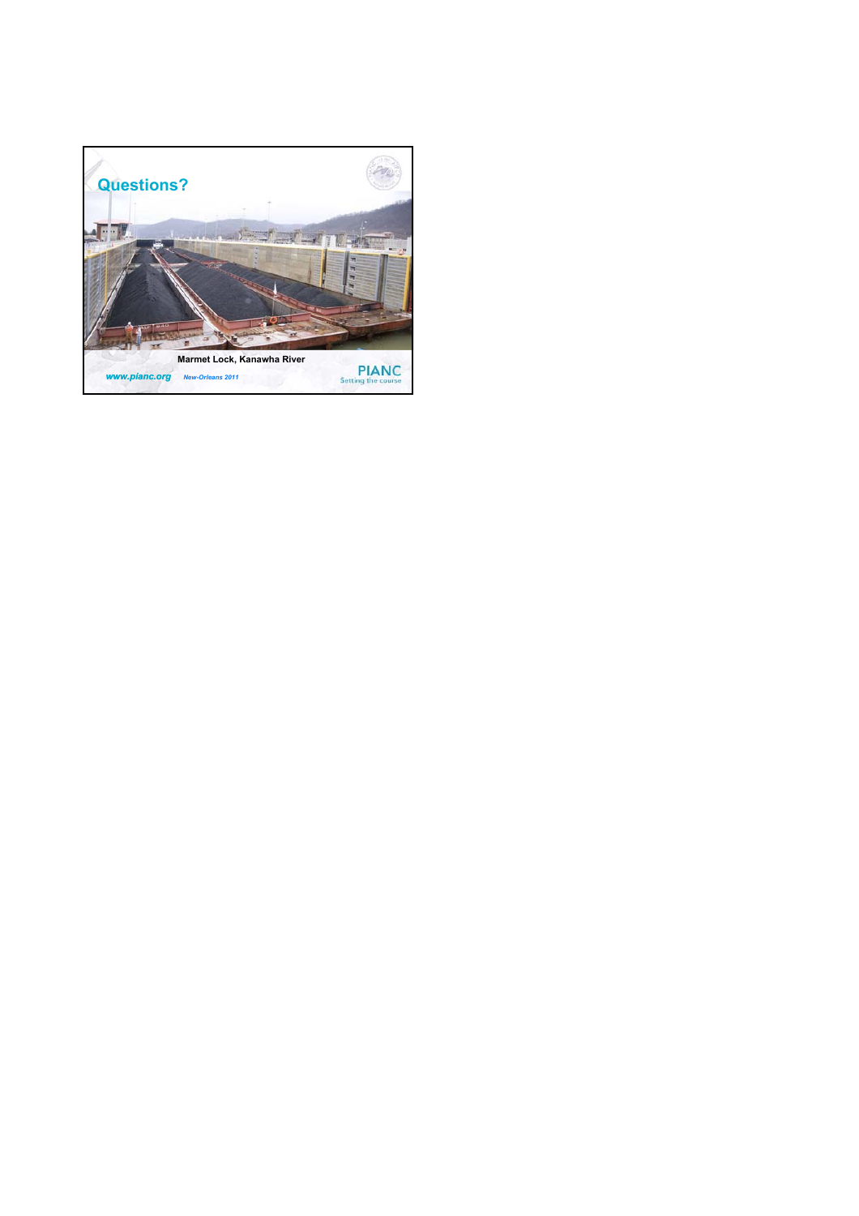## Questions?

Marmet Lock, Kanawha River

www.pianc.org New-Orleans 2011

PIANC
Setting the course